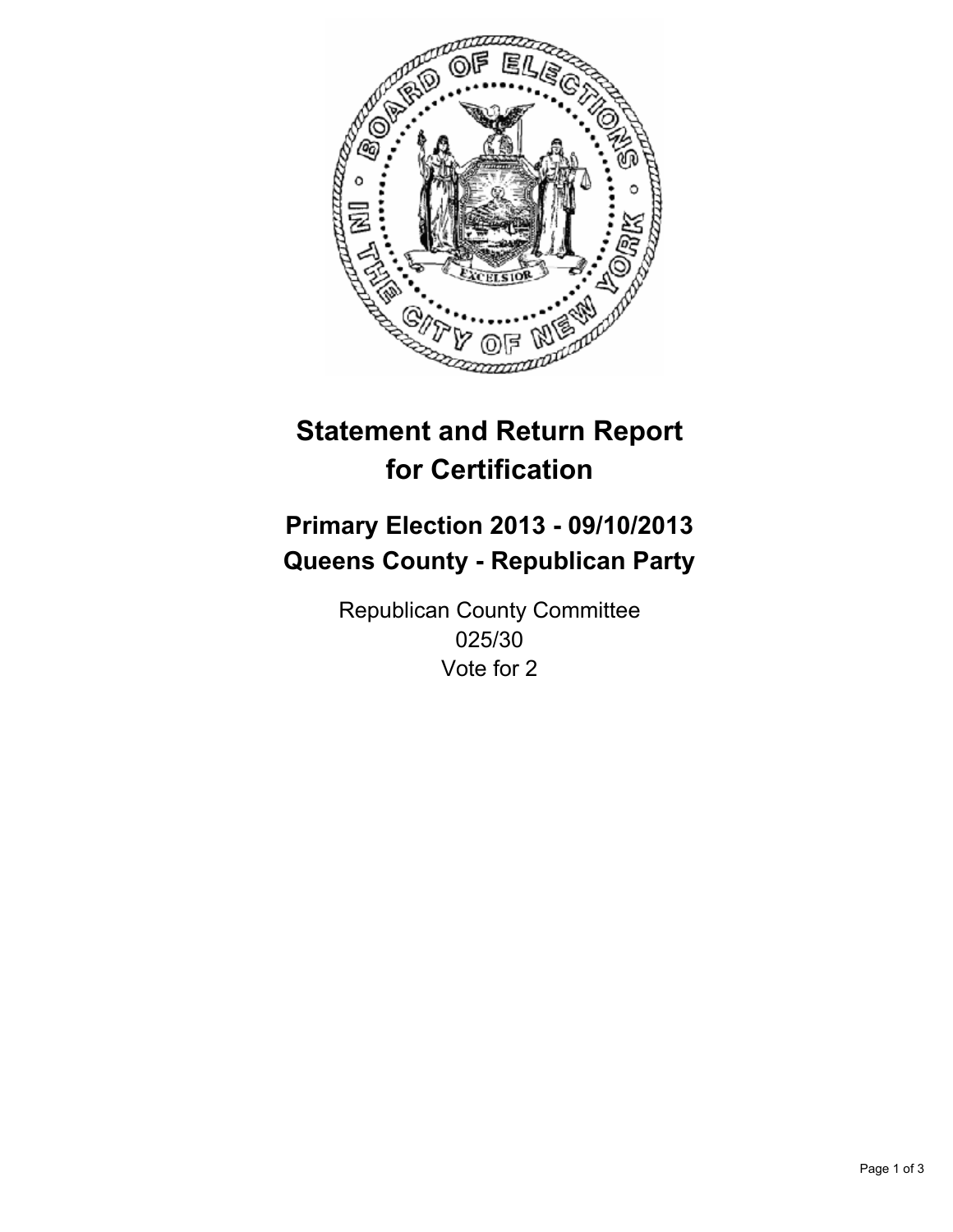# Statement and Return Report for Certification

## Primary Election 2013 - 09/10/2013
## Queens County - Republican Party

Republican County Committee
025/30
Vote for 2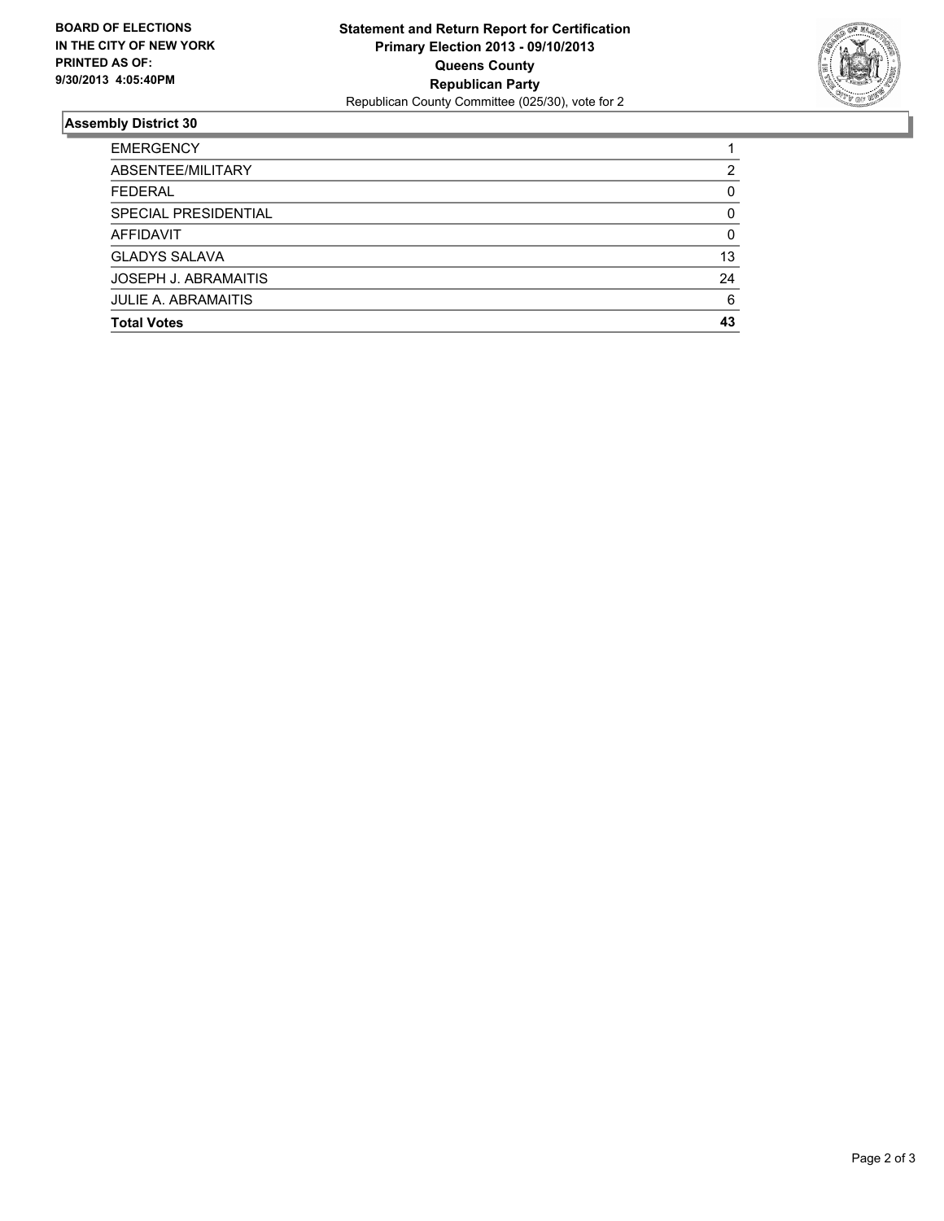**BOARD OF ELECTIONS**
**IN THE CITY OF NEW YORK**
**PRINTED AS OF:**
**9/30/2013 4:05:40PM**

**Statement and Return Report for Certification**
**Primary Election 2013 - 09/10/2013**
**Queens County**
**Republican Party**
Republican County Committee (025/30), vote for 2

## Assembly District 30

| | |
|---|---|
| EMERGENCY | 1 |
| ABSENTEE/MILITARY | 2 |
| FEDERAL | 0 |
| SPECIAL PRESIDENTIAL | 0 |
| AFFIDAVIT | 0 |
| GLADYS SALAVA | 13 |
| JOSEPH J. ABRAMAITIS | 24 |
| JULIE A. ABRAMAITIS | 6 |
| **Total Votes** | **43** |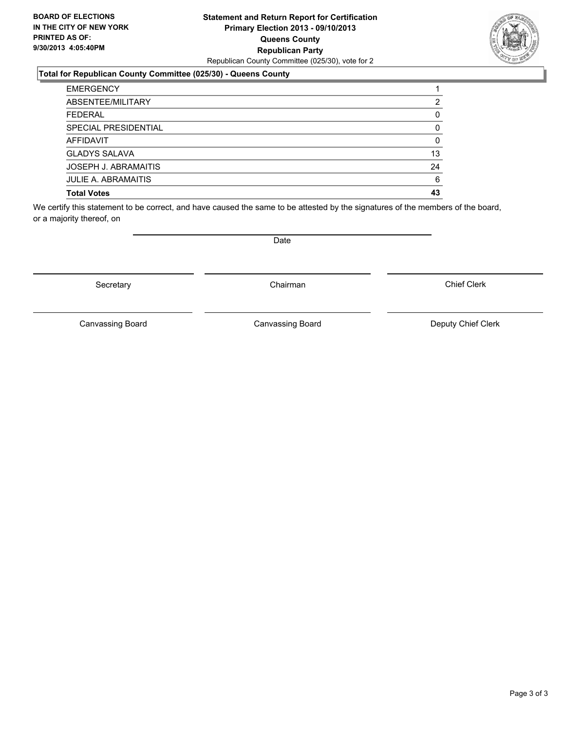**BOARD OF ELECTIONS IN THE CITY OF NEW YORK PRINTED AS OF: 9/30/2013 4:05:40PM**

**Statement and Return Report for Certification**
**Primary Election 2013 - 09/10/2013**
**Queens County**
**Republican Party**
Republican County Committee (025/30), vote for 2

**Total for Republican County Committee (025/30) - Queens County**

| | |
|---|---|
| EMERGENCY | 1 |
| ABSENTEE/MILITARY | 2 |
| FEDERAL | 0 |
| SPECIAL PRESIDENTIAL | 0 |
| AFFIDAVIT | 0 |
| GLADYS SALAVA | 13 |
| JOSEPH J. ABRAMAITIS | 24 |
| JULIE A. ABRAMAITIS | 6 |
| **Total Votes** | **43** |

We certify this statement to be correct, and have caused the same to be attested by the signatures of the members of the board, or a majority thereof, on

Date

Secretary | Chairman | Chief Clerk

Canvassing Board | Canvassing Board | Deputy Chief Clerk